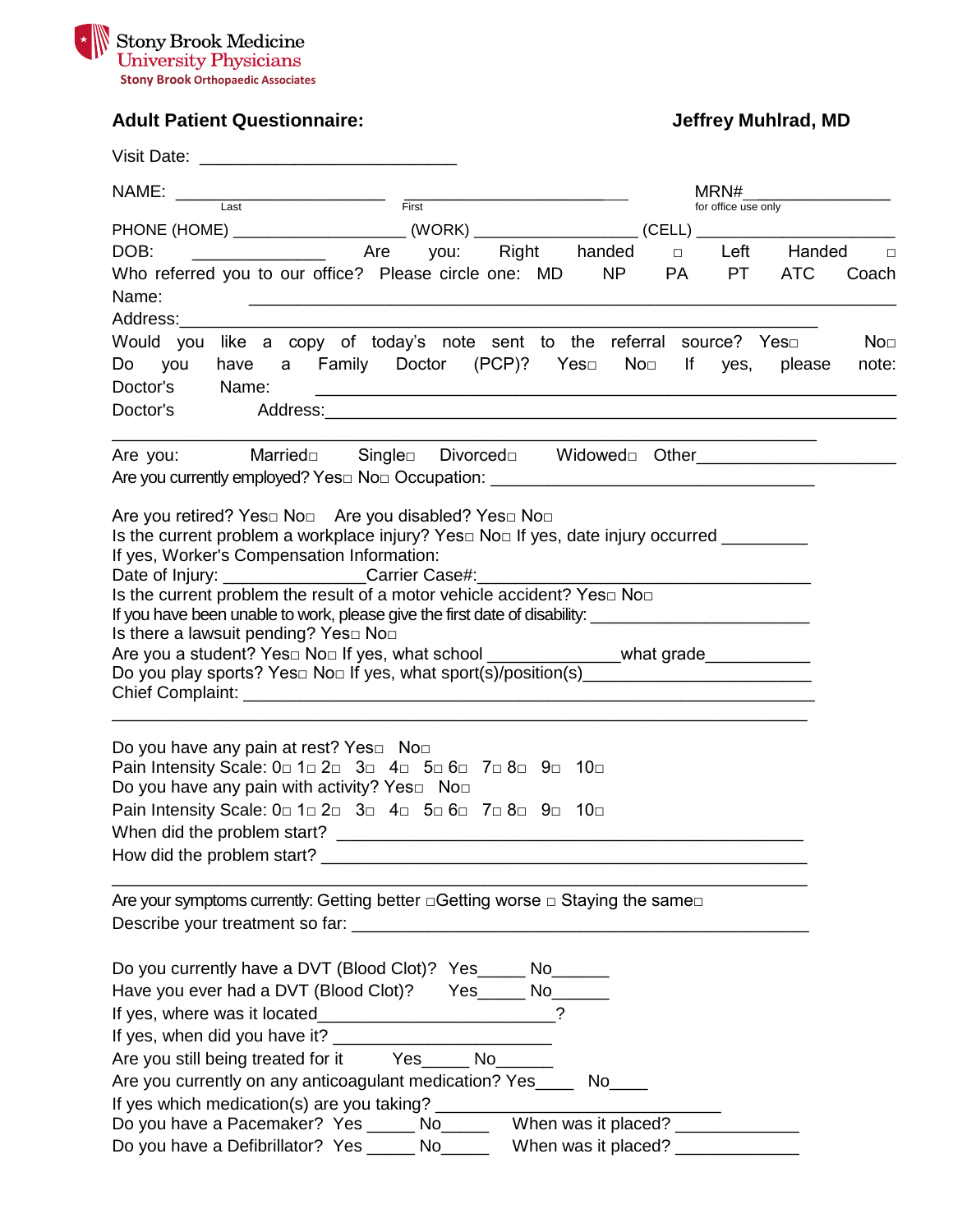Stony Brook Medicine
University Physicians
Stony Brook Orthopaedic Associates

**Adult Patient Questionnaire:** **Jeffrey Muhlrad, MD**

Visit Date: ___________________________

NAME: ______________________ ________________________ MRN#_______________
Last First for office use only

PHONE (HOME) __________________ (WORK) _________________ (CELL) ___________________

DOB: ______________ Are you: Right handed □ Left Handed □

Who referred you to our office? Please circle one: MD NP PA PT ATC Coach

Name: ____________________________________________________________________

Address:___________________________________________________________________

Would you like a copy of today's note sent to the referral source? Yes□ No□

Do you have a Family Doctor (PCP)? Yes□ No□ If yes, please note:

Doctor's Name: ____________________________________________________________

Doctor's Address:__________________________________________________________

_____________________________________________________________________________

Are you: Married□ Single□ Divorced□ Widowed□ Other____________________

Are you currently employed? Yes□ No□ Occupation: ___________________________________

Are you retired? Yes□ No□ Are you disabled? Yes□ No□

Is the current problem a workplace injury? Yes□ No□ If yes, date injury occurred _________

If yes, Worker's Compensation Information:

Date of Injury: _______________Carrier Case#:___________________________________

Is the current problem the result of a motor vehicle accident? Yes□ No□

If you have been unable to work, please give the first date of disability: ____________________

Is there a lawsuit pending? Yes□ No□

Are you a student? Yes□ No□ If yes, what school _____________what grade___________

Do you play sports? Yes□ No□ If yes, what sport(s)/position(s)________________________

Chief Complaint: ________________________________________________________________

_____________________________________________________________________________

Do you have any pain at rest? Yes□ No□

Pain Intensity Scale: 0□ 1□ 2□ 3□ 4□ 5□ 6□ 7□ 8□ 9□ 10□

Do you have any pain with activity? Yes□ No□

Pain Intensity Scale: 0□ 1□ 2□ 3□ 4□ 5□ 6□ 7□ 8□ 9□ 10□

When did the problem start? _____________________________________________

How did the problem start? _______________________________________________

_____________________________________________________________________________

Are your symptoms currently: Getting better □Getting worse □ Staying the same□

Describe your treatment so far: ___________________________________________

Do you currently have a DVT (Blood Clot)? Yes_____ No______

Have you ever had a DVT (Blood Clot)? Yes_____ No______

If yes, where was it located________________________?

If yes, when did you have it? ______________________

Are you still being treated for it Yes_____ No______

Are you currently on any anticoagulant medication? Yes____ No____

If yes which medication(s) are you taking? ____________________________

Do you have a Pacemaker? Yes _____ No_____ When was it placed? ____________

Do you have a Defibrillator? Yes _____ No_____ When was it placed? ____________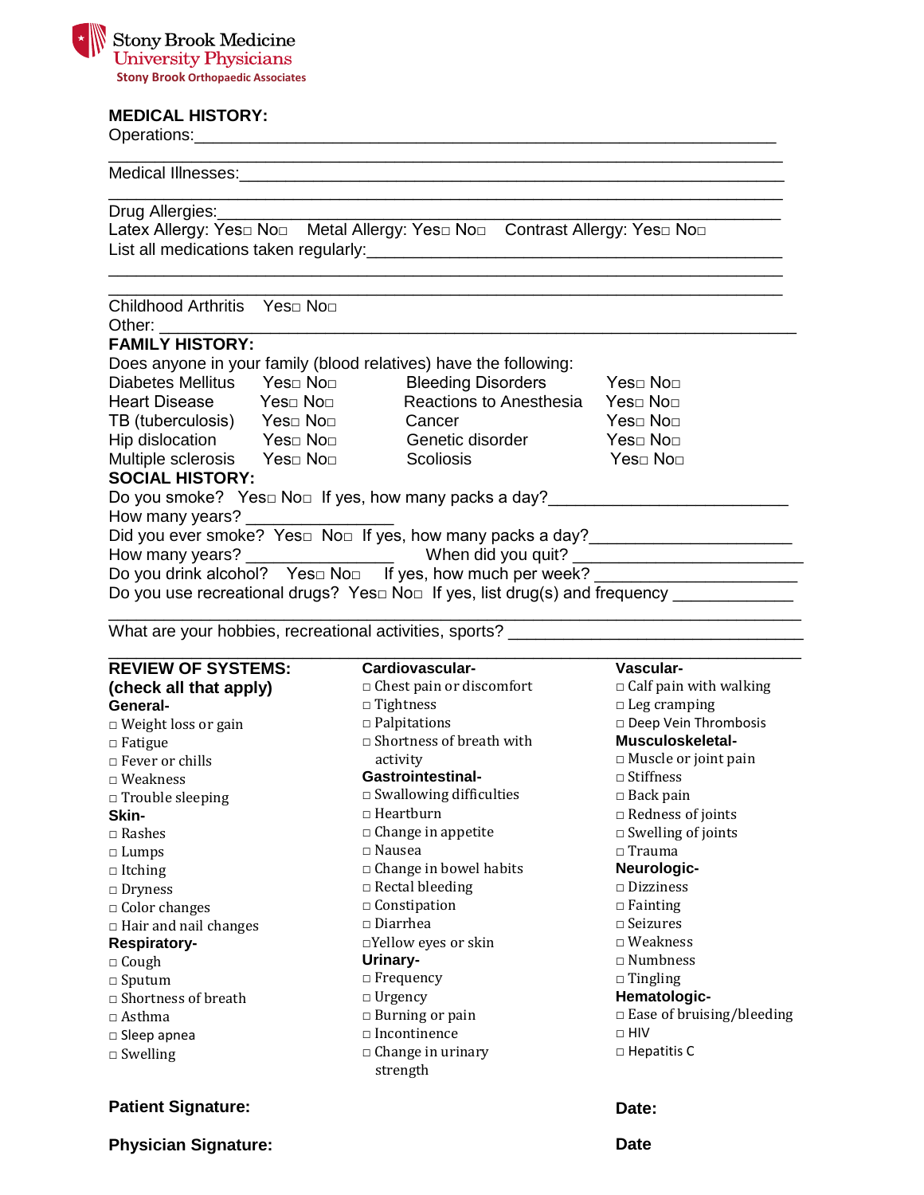Stony Brook Medicine
University Physicians
Stony Brook Orthopaedic Associates

**MEDICAL HISTORY:**

Operations:______________________________________________________________

__________________________________________________________________________

Medical Illnesses:________________________________________________________

__________________________________________________________________________

Drug Allergies:___________________________________________________________

Latex Allergy: Yes□ No□ Metal Allergy: Yes□ No□ Contrast Allergy: Yes□ No□

List all medications taken regularly:_______________________________________

__________________________________________________________________________

__________________________________________________________________________

Childhood Arthritis Yes□ No□

Other: ___________________________________________________________________

**FAMILY HISTORY:**

Does anyone in your family (blood relatives) have the following:

| | | | |
|---|---|---|---|
| Diabetes Mellitus | Yes□ No□ | Bleeding Disorders | Yes□ No□ |
| Heart Disease | Yes□ No□ | Reactions to Anesthesia | Yes□ No□ |
| TB (tuberculosis) | Yes□ No□ | Cancer | Yes□ No□ |
| Hip dislocation | Yes□ No□ | Genetic disorder | Yes□ No□ |
| Multiple sclerosis | Yes□ No□ | Scoliosis | Yes□ No□ |

**SOCIAL HISTORY:**

Do you smoke? Yes□ No□ If yes, how many packs a day?_________________________

How many years? ________________

Did you ever smoke? Yes□ No□ If yes, how many packs a day?_____________________

How many years? ________________ When did you quit? _______________________

Do you drink alcohol? Yes□ No□ If yes, how much per week? _____________________

Do you use recreational drugs? Yes□ No□ If yes, list drug(s) and frequency _____________

__________________________________________________________________________

What are your hobbies, recreational activities, sports? _____________________________

__________________________________________________________________________

**REVIEW OF SYSTEMS:**
**(check all that apply)**

**General-**
- □ Weight loss or gain
- □ Fatigue
- □ Fever or chills
- □ Weakness
- □ Trouble sleeping

**Skin-**
- □ Rashes
- □ Lumps
- □ Itching
- □ Dryness
- □ Color changes
- □ Hair and nail changes

**Respiratory-**
- □ Cough
- □ Sputum
- □ Shortness of breath
- □ Asthma
- □ Sleep apnea
- □ Swelling

**Cardiovascular-**
- □ Chest pain or discomfort
- □ Tightness
- □ Palpitations
- □ Shortness of breath with activity

**Gastrointestinal-**
- □ Swallowing difficulties
- □ Heartburn
- □ Change in appetite
- □ Nausea
- □ Change in bowel habits
- □ Rectal bleeding
- □ Constipation
- □ Diarrhea
- □Yellow eyes or skin

**Urinary-**
- □ Frequency
- □ Urgency
- □ Burning or pain
- □ Incontinence
- □ Change in urinary strength

**Vascular-**
- □ Calf pain with walking
- □ Leg cramping
- □ Deep Vein Thrombosis

**Musculoskeletal-**
- □ Muscle or joint pain
- □ Stiffness
- □ Back pain
- □ Redness of joints
- □ Swelling of joints
- □ Trauma

**Neurologic-**
- □ Dizziness
- □ Fainting
- □ Seizures
- □ Weakness
- □ Numbness
- □ Tingling

**Hematologic-**
- □ Ease of bruising/bleeding
- □ HIV
- □ Hepatitis C

**Patient Signature:** **Date:**

**Physician Signature:** **Date**